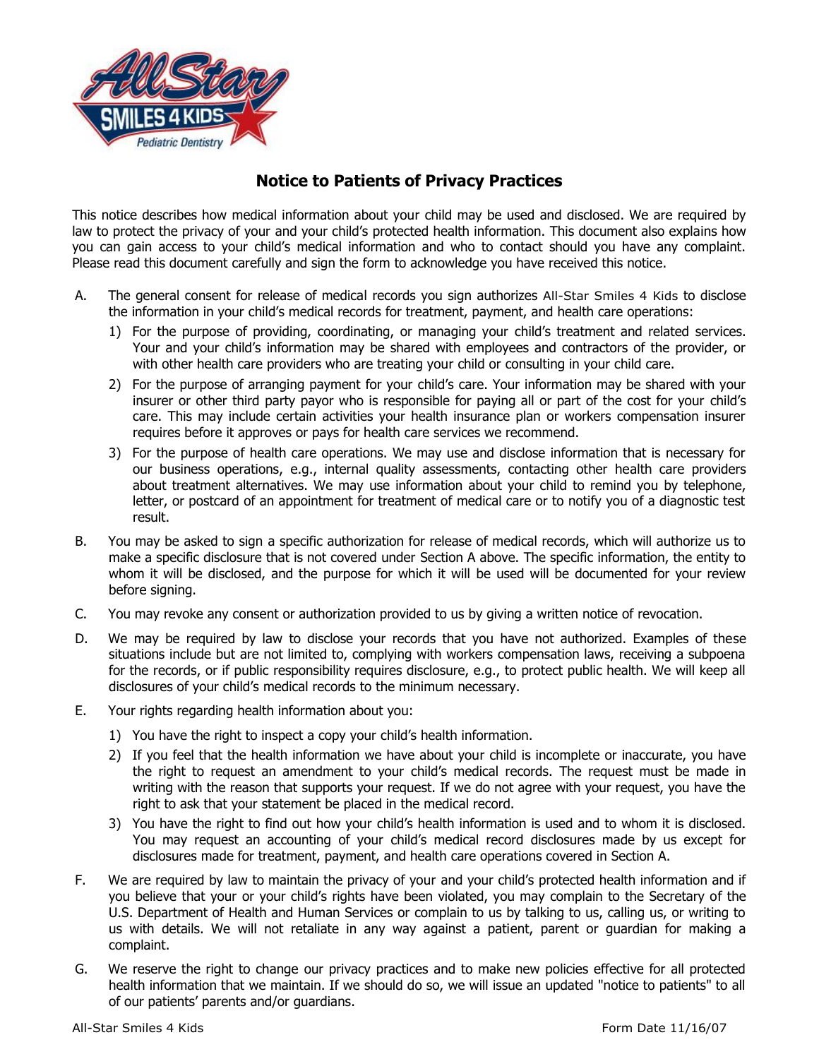# Notice to Patients of Privacy Practices

This notice describes how medical information about your child may be used and disclosed. We are required by law to protect the privacy of your and your child's protected health information. This document also explains how you can gain access to your child's medical information and who to contact should you have any complaint. Please read this document carefully and sign the form to acknowledge you have received this notice.

A. The general consent for release of medical records you sign authorizes All-Star Smiles 4 Kids to disclose the information in your child's medical records for treatment, payment, and health care operations:
   1) For the purpose of providing, coordinating, or managing your child's treatment and related services. Your and your child's information may be shared with employees and contractors of the provider, or with other health care providers who are treating your child or consulting in your child care.
   2) For the purpose of arranging payment for your child's care. Your information may be shared with your insurer or other third party payor who is responsible for paying all or part of the cost for your child's care. This may include certain activities your health insurance plan or workers compensation insurer requires before it approves or pays for health care services we recommend.
   3) For the purpose of health care operations. We may use and disclose information that is necessary for our business operations, e.g., internal quality assessments, contacting other health care providers about treatment alternatives. We may use information about your child to remind you by telephone, letter, or postcard of an appointment for treatment of medical care or to notify you of a diagnostic test result.

B. You may be asked to sign a specific authorization for release of medical records, which will authorize us to make a specific disclosure that is not covered under Section A above. The specific information, the entity to whom it will be disclosed, and the purpose for which it will be used will be documented for your review before signing.

C. You may revoke any consent or authorization provided to us by giving a written notice of revocation.

D. We may be required by law to disclose your records that you have not authorized. Examples of these situations include but are not limited to, complying with workers compensation laws, receiving a subpoena for the records, or if public responsibility requires disclosure, e.g., to protect public health. We will keep all disclosures of your child's medical records to the minimum necessary.

E. Your rights regarding health information about you:
   1) You have the right to inspect a copy your child's health information.
   2) If you feel that the health information we have about your child is incomplete or inaccurate, you have the right to request an amendment to your child's medical records. The request must be made in writing with the reason that supports your request. If we do not agree with your request, you have the right to ask that your statement be placed in the medical record.
   3) You have the right to find out how your child's health information is used and to whom it is disclosed. You may request an accounting of your child's medical record disclosures made by us except for disclosures made for treatment, payment, and health care operations covered in Section A.

F. We are required by law to maintain the privacy of your and your child's protected health information and if you believe that your or your child's rights have been violated, you may complain to the Secretary of the U.S. Department of Health and Human Services or complain to us by talking to us, calling us, or writing to us with details. We will not retaliate in any way against a patient, parent or guardian for making a complaint.

G. We reserve the right to change our privacy practices and to make new policies effective for all protected health information that we maintain. If we should do so, we will issue an updated "notice to patients" to all of our patients' parents and/or guardians.

All-Star Smiles 4 Kids Form Date 11/16/07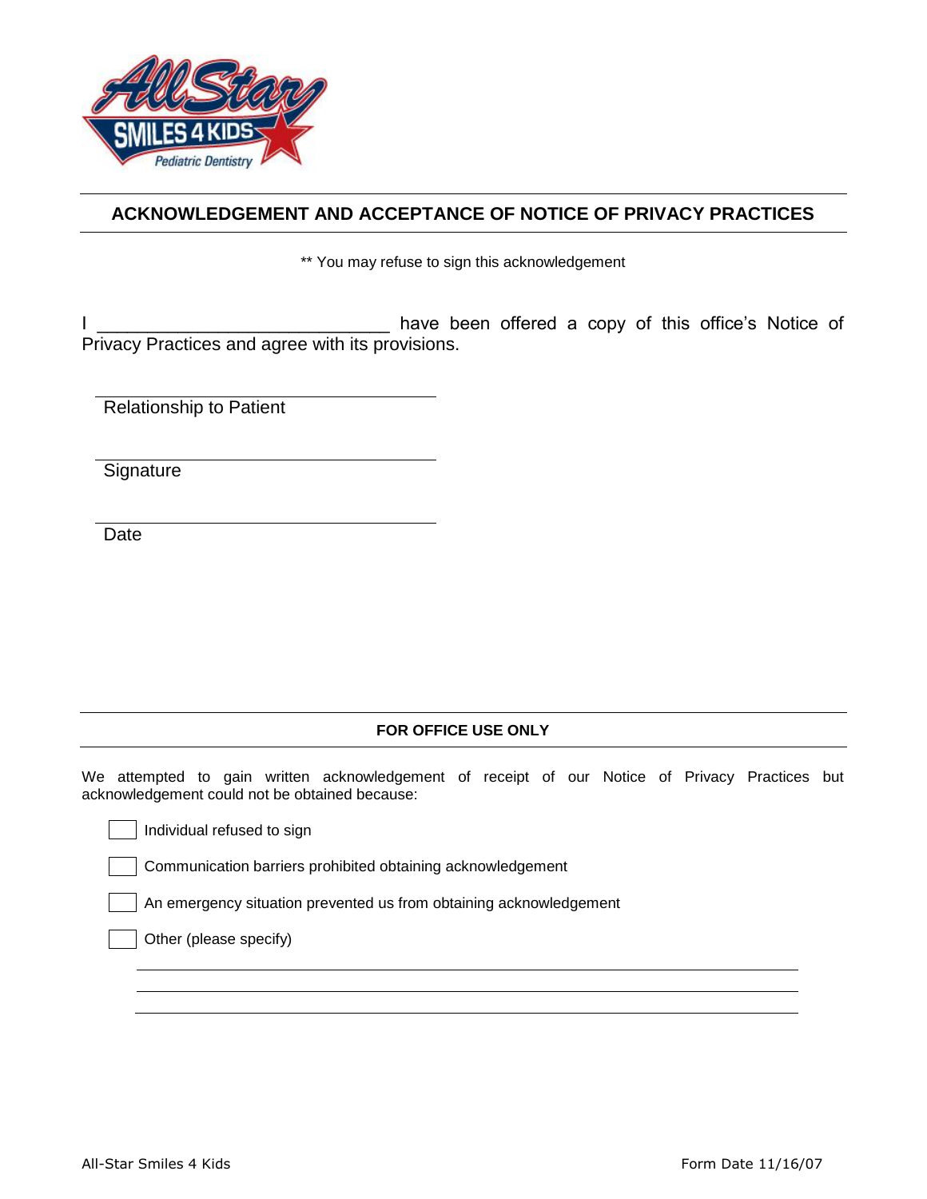## ACKNOWLEDGEMENT AND ACCEPTANCE OF NOTICE OF PRIVACY PRACTICES

** You may refuse to sign this acknowledgement

I ____________________________ have been offered a copy of this office's Notice of Privacy Practices and agree with its provisions.

______________________________
Relationship to Patient

______________________________
Signature

______________________________
Date

---

**FOR OFFICE USE ONLY**

---

We attempted to gain written acknowledgement of receipt of our Notice of Privacy Practices but acknowledgement could not be obtained because:

- [ ] Individual refused to sign
- [ ] Communication barriers prohibited obtaining acknowledgement
- [ ] An emergency situation prevented us from obtaining acknowledgement
- [ ] Other (please specify)

______________________________________________________________

______________________________________________________________

______________________________________________________________

All-Star Smiles 4 Kids

Form Date 11/16/07